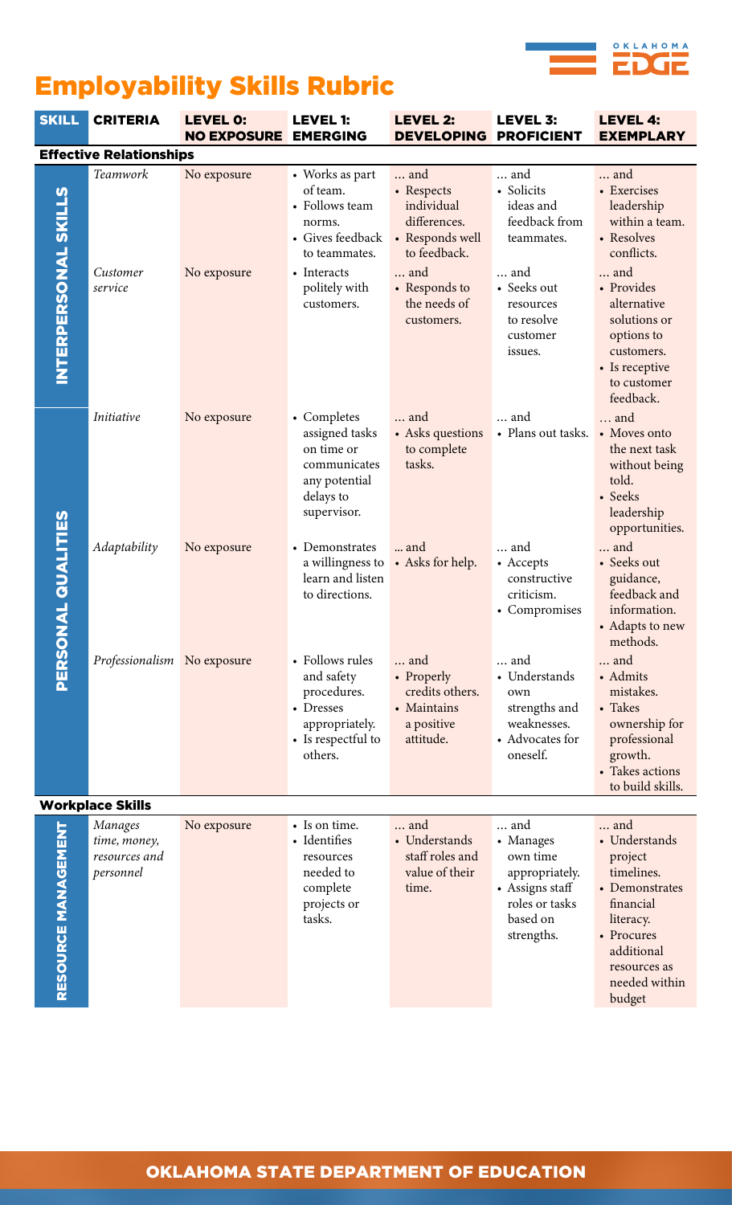# Employability Skills Rubric

| SKILL | CRITERIA | LEVEL 0: NO EXPOSURE | LEVEL 1: EMERGING | LEVEL 2: DEVELOPING | LEVEL 3: PROFICIENT | LEVEL 4: EXEMPLARY |
|---|---|---|---|---|---|---|
| **Effective Relationships** | | | | | | |
| INTERPERSONAL SKILLS | *Teamwork* | No exposure | • Works as part of team.<br>• Follows team norms.<br>• Gives feedback to teammates. | … and<br>• Respects individual differences.<br>• Responds well to feedback. | … and<br>• Solicits ideas and feedback from teammates. | … and<br>• Exercises leadership within a team.<br>• Resolves conflicts. |
| | *Customer service* | No exposure | • Interacts politely with customers. | … and<br>• Responds to the needs of customers. | … and<br>• Seeks out resources to resolve customer issues. | … and<br>• Provides alternative solutions or options to customers.<br>• Is receptive to customer feedback. |
| PERSONAL QUALITIES | *Initiative* | No exposure | • Completes assigned tasks on time or communicates any potential delays to supervisor. | … and<br>• Asks questions to complete tasks. | … and<br>• Plans out tasks. | … and<br>• Moves onto the next task without being told.<br>• Seeks leadership opportunities. |
| | *Adaptability* | No exposure | • Demonstrates a willingness to learn and listen to directions. | ... and<br>• Asks for help. | … and<br>• Accepts constructive criticism.<br>• Compromises | … and<br>• Seeks out guidance, feedback and information.<br>• Adapts to new methods. |
| | *Professionalism* | No exposure | • Follows rules and safety procedures.<br>• Dresses appropriately.<br>• Is respectful to others. | … and<br>• Properly credits others.<br>• Maintains a positive attitude. | … and<br>• Understands own strengths and weaknesses.<br>• Advocates for oneself. | … and<br>• Admits mistakes.<br>• Takes ownership for professional growth.<br>• Takes actions to build skills. |
| **Workplace Skills** | | | | | | |
| RESOURCE MANAGEMENT | *Manages time, money, resources and personnel* | No exposure | • Is on time.<br>• Identifies resources needed to complete projects or tasks. | … and<br>• Understands staff roles and value of their time. | … and<br>• Manages own time appropriately.<br>• Assigns staff roles or tasks based on strengths. | … and<br>• Understands project timelines.<br>• Demonstrates financial literacy.<br>• Procures additional resources as needed within budget |

OKLAHOMA STATE DEPARTMENT OF EDUCATION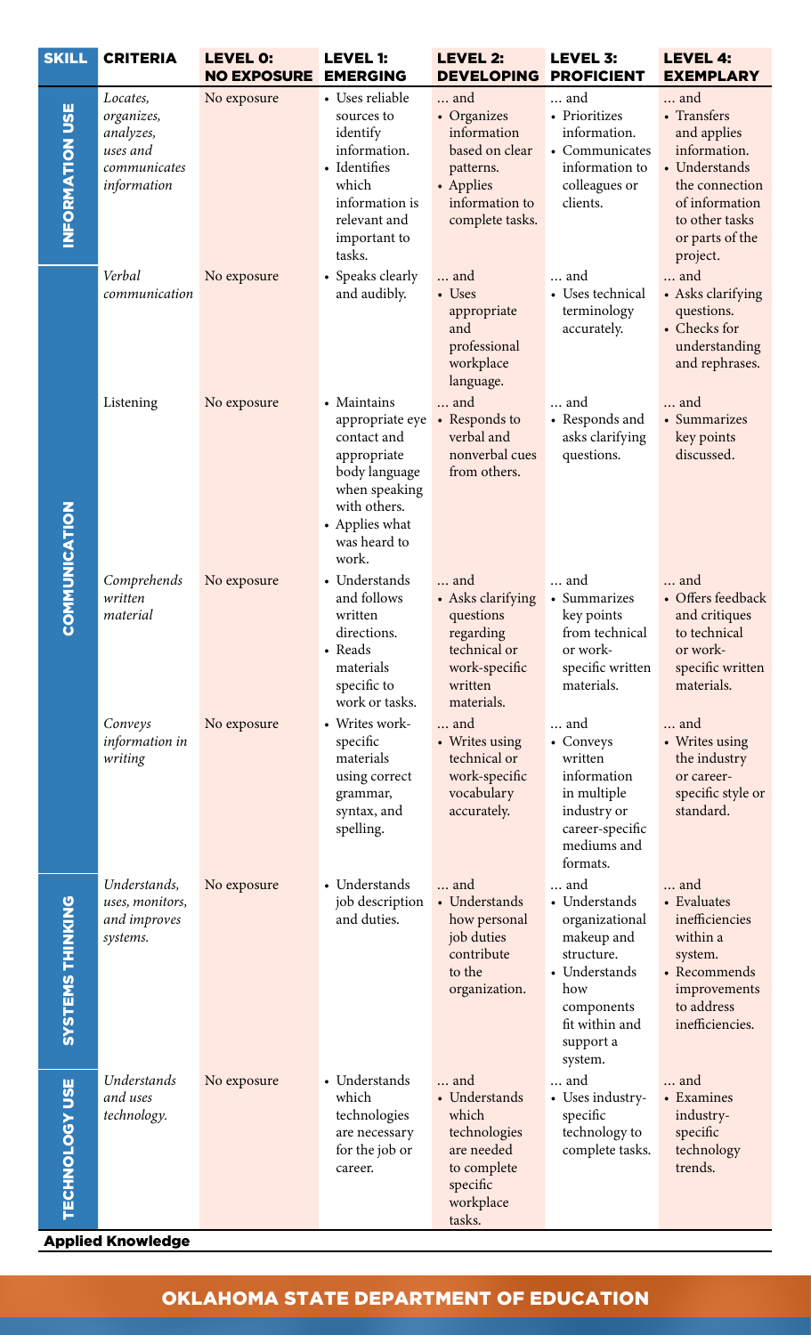| SKILL | CRITERIA | LEVEL 0: NO EXPOSURE | LEVEL 1: EMERGING | LEVEL 2: DEVELOPING | LEVEL 3: PROFICIENT | LEVEL 4: EXEMPLARY |
|---|---|---|---|---|---|---|
| INFORMATION USE | *Locates, organizes, analyzes, uses and communicates information* | No exposure | • Uses reliable sources to identify information. • Identifies which information is relevant and important to tasks. | … and • Organizes information based on clear patterns. • Applies information to complete tasks. | … and • Prioritizes information. • Communicates information to colleagues or clients. | … and • Transfers and applies information. • Understands the connection of information to other tasks or parts of the project. |
| COMMUNICATION | *Verbal communication* | No exposure | • Speaks clearly and audibly. | … and • Uses appropriate and professional workplace language. | … and • Uses technical terminology accurately. | … and • Asks clarifying questions. • Checks for understanding and rephrases. |
| | Listening | No exposure | • Maintains appropriate eye contact and appropriate body language when speaking with others. • Applies what was heard to work. | … and • Responds to verbal and nonverbal cues from others. | … and • Responds and asks clarifying questions. | … and • Summarizes key points discussed. |
| | *Comprehends written material* | No exposure | • Understands and follows written directions. • Reads materials specific to work or tasks. | … and • Asks clarifying questions regarding technical or work-specific written materials. | … and • Summarizes key points from technical or work-specific written materials. | … and • Offers feedback and critiques to technical or work-specific written materials. |
| | *Conveys information in writing* | No exposure | • Writes work-specific materials using correct grammar, syntax, and spelling. | … and • Writes using technical or work-specific vocabulary accurately. | … and • Conveys written information in multiple industry or career-specific mediums and formats. | … and • Writes using the industry or career-specific style or standard. |
| SYSTEMS THINKING | *Understands, uses, monitors, and improves systems.* | No exposure | • Understands job description and duties. | … and • Understands how personal job duties contribute to the organization. | … and • Understands organizational makeup and structure. • Understands how components fit within and support a system. | … and • Evaluates inefficiencies within a system. • Recommends improvements to address inefficiencies. |
| TECHNOLOGY USE | *Understands and uses technology.* | No exposure | • Understands which technologies are necessary for the job or career. | … and • Understands which technologies are needed to complete specific workplace tasks. | … and • Uses industry-specific technology to complete tasks. | … and • Examines industry-specific technology trends. |

**Applied Knowledge**

OKLAHOMA STATE DEPARTMENT OF EDUCATION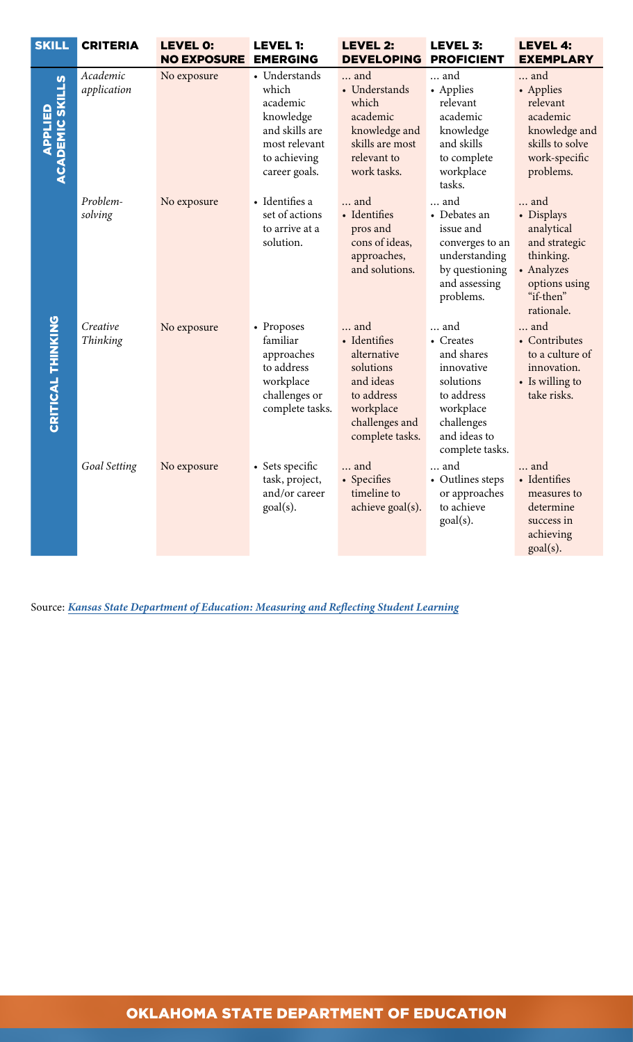| SKILL | CRITERIA | LEVEL 0: NO EXPOSURE | LEVEL 1: EMERGING | LEVEL 2: DEVELOPING | LEVEL 3: PROFICIENT | LEVEL 4: EXEMPLARY |
|---|---|---|---|---|---|---|
| APPLIED ACADEMIC SKILLS | *Academic application* | No exposure | • Understands which academic knowledge and skills are most relevant to achieving career goals. | … and • Understands which academic knowledge and skills are most relevant to work tasks. | … and • Applies relevant academic knowledge and skills to complete workplace tasks. | … and • Applies relevant academic knowledge and skills to solve work-specific problems. |
| CRITICAL THINKING | *Problem-solving* | No exposure | • Identifies a set of actions to arrive at a solution. | … and • Identifies pros and cons of ideas, approaches, and solutions. | … and • Debates an issue and converges to an understanding by questioning and assessing problems. | … and • Displays analytical and strategic thinking. • Analyzes options using "if-then" rationale. |
| | *Creative Thinking* | No exposure | • Proposes familiar approaches to address workplace challenges or complete tasks. | … and • Identifies alternative solutions and ideas to address workplace challenges and complete tasks. | … and • Creates and shares innovative solutions to address workplace challenges and ideas to complete tasks. | … and • Contributes to a culture of innovation. • Is willing to take risks. |
| | *Goal Setting* | No exposure | • Sets specific task, project, and/or career goal(s). | … and • Specifies timeline to achieve goal(s). | … and • Outlines steps or approaches to achieve goal(s). | … and • Identifies measures to determine success in achieving goal(s). |

Source: ***Kansas State Department of Education: Measuring and Reflecting Student Learning***